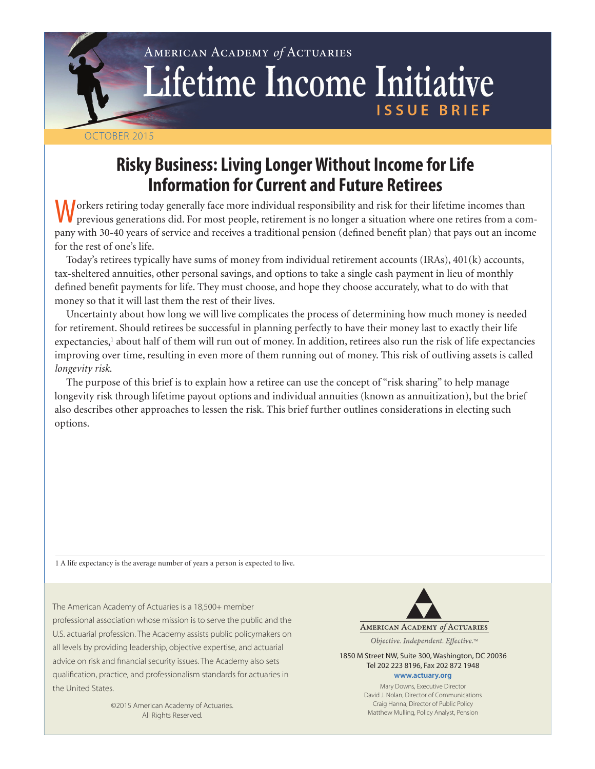American Academy *of* Actuaries

# Lifetime Income Initiative

**ISSUE BRIEF**

OCTOBER 2015

## Risky Business: Living Longer Without Income for Life Information for Current and Future Retirees

Workers retiring today generally face more individual responsibility and risk for their lifetime incomes than previous generations did. For most people, retirement is no longer a situation where one retires from a company with 30-40 years of service and receives a traditional pension (defined benefit plan) that pays out an income for the rest of one's life.

Today's retirees typically have sums of money from individual retirement accounts (IRAs), 401(k) accounts, tax-sheltered annuities, other personal savings, and options to take a single cash payment in lieu of monthly defined benefit payments for life. They must choose, and hope they choose accurately, what to do with that money so that it will last them the rest of their lives.

Uncertainty about how long we will live complicates the process of determining how much money is needed for retirement. Should retirees be successful in planning perfectly to have their money last to exactly their life expectancies,[1] about half of them will run out of money. In addition, retirees also run the risk of life expectancies improving over time, resulting in even more of them running out of money. This risk of outliving assets is called *longevity risk*.

The purpose of this brief is to explain how a retiree can use the concept of "risk sharing" to help manage longevity risk through lifetime payout options and individual annuities (known as annuitization), but the brief also describes other approaches to lessen the risk. This brief further outlines considerations in electing such options.

1 A life expectancy is the average number of years a person is expected to live.

The American Academy of Actuaries is a 18,500+ member professional association whose mission is to serve the public and the U.S. actuarial profession. The Academy assists public policymakers on all levels by providing leadership, objective expertise, and actuarial advice on risk and financial security issues. The Academy also sets qualification, practice, and professionalism standards for actuaries in the United States.

©2015 American Academy of Actuaries. All Rights Reserved.

American Academy *of* Actuaries

*Objective. Independent. Effective.*™

1850 M Street NW, Suite 300, Washington, DC 20036
Tel 202 223 8196, Fax 202 872 1948
**www.actuary.org**

Mary Downs, Executive Director
David J. Nolan, Director of Communications
Craig Hanna, Director of Public Policy
Matthew Mulling, Policy Analyst, Pension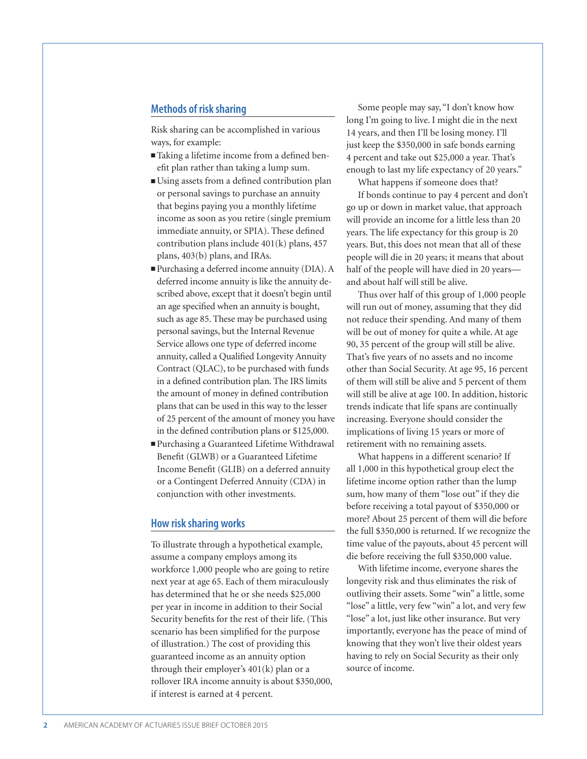## Methods of risk sharing

Risk sharing can be accomplished in various ways, for example:

- Taking a lifetime income from a defined benefit plan rather than taking a lump sum.
- Using assets from a defined contribution plan or personal savings to purchase an annuity that begins paying you a monthly lifetime income as soon as you retire (single premium immediate annuity, or SPIA). These defined contribution plans include 401(k) plans, 457 plans, 403(b) plans, and IRAs.
- Purchasing a deferred income annuity (DIA). A deferred income annuity is like the annuity described above, except that it doesn't begin until an age specified when an annuity is bought, such as age 85. These may be purchased using personal savings, but the Internal Revenue Service allows one type of deferred income annuity, called a Qualified Longevity Annuity Contract (QLAC), to be purchased with funds in a defined contribution plan. The IRS limits the amount of money in defined contribution plans that can be used in this way to the lesser of 25 percent of the amount of money you have in the defined contribution plans or $125,000.
- Purchasing a Guaranteed Lifetime Withdrawal Benefit (GLWB) or a Guaranteed Lifetime Income Benefit (GLIB) on a deferred annuity or a Contingent Deferred Annuity (CDA) in conjunction with other investments.

## How risk sharing works

To illustrate through a hypothetical example, assume a company employs among its workforce 1,000 people who are going to retire next year at age 65. Each of them miraculously has determined that he or she needs $25,000 per year in income in addition to their Social Security benefits for the rest of their life. (This scenario has been simplified for the purpose of illustration.) The cost of providing this guaranteed income as an annuity option through their employer's 401(k) plan or a rollover IRA income annuity is about $350,000, if interest is earned at 4 percent.

Some people may say, "I don't know how long I'm going to live. I might die in the next 14 years, and then I'll be losing money. I'll just keep the $350,000 in safe bonds earning 4 percent and take out $25,000 a year. That's enough to last my life expectancy of 20 years."

What happens if someone does that?

If bonds continue to pay 4 percent and don't go up or down in market value, that approach will provide an income for a little less than 20 years. The life expectancy for this group is 20 years. But, this does not mean that all of these people will die in 20 years; it means that about half of the people will have died in 20 years—and about half will still be alive.

Thus over half of this group of 1,000 people will run out of money, assuming that they did not reduce their spending. And many of them will be out of money for quite a while. At age 90, 35 percent of the group will still be alive. That's five years of no assets and no income other than Social Security. At age 95, 16 percent of them will still be alive and 5 percent of them will still be alive at age 100. In addition, historic trends indicate that life spans are continually increasing. Everyone should consider the implications of living 15 years or more of retirement with no remaining assets.

What happens in a different scenario? If all 1,000 in this hypothetical group elect the lifetime income option rather than the lump sum, how many of them "lose out" if they die before receiving a total payout of $350,000 or more? About 25 percent of them will die before the full $350,000 is returned. If we recognize the time value of the payouts, about 45 percent will die before receiving the full $350,000 value.

With lifetime income, everyone shares the longevity risk and thus eliminates the risk of outliving their assets. Some "win" a little, some "lose" a little, very few "win" a lot, and very few "lose" a lot, just like other insurance. But very importantly, everyone has the peace of mind of knowing that they won't live their oldest years having to rely on Social Security as their only source of income.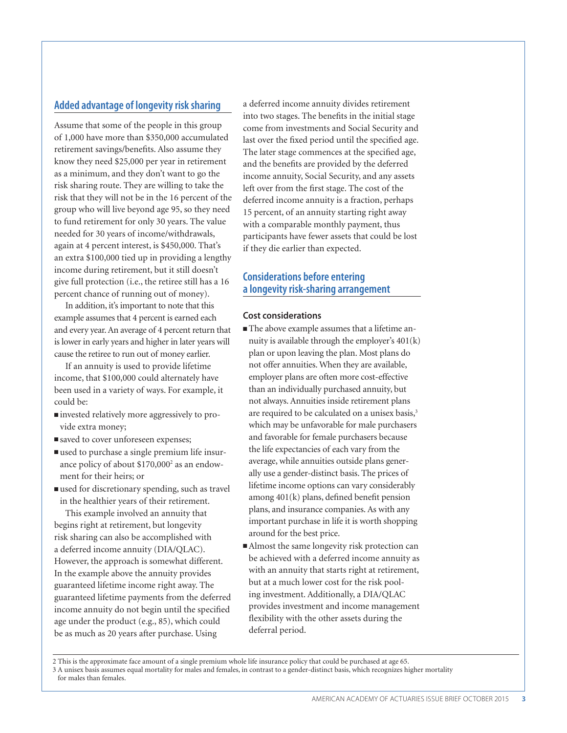## Added advantage of longevity risk sharing

Assume that some of the people in this group of 1,000 have more than $350,000 accumulated retirement savings/benefits. Also assume they know they need $25,000 per year in retirement as a minimum, and they don't want to go the risk sharing route. They are willing to take the risk that they will not be in the 16 percent of the group who will live beyond age 95, so they need to fund retirement for only 30 years. The value needed for 30 years of income/withdrawals, again at 4 percent interest, is $450,000. That's an extra $100,000 tied up in providing a lengthy income during retirement, but it still doesn't give full protection (i.e., the retiree still has a 16 percent chance of running out of money).

In addition, it's important to note that this example assumes that 4 percent is earned each and every year. An average of 4 percent return that is lower in early years and higher in later years will cause the retiree to run out of money earlier.

If an annuity is used to provide lifetime income, that $100,000 could alternately have been used in a variety of ways. For example, it could be:

- invested relatively more aggressively to provide extra money;
- saved to cover unforeseen expenses;
- used to purchase a single premium life insurance policy of about $170,000[2] as an endowment for their heirs; or
- used for discretionary spending, such as travel in the healthier years of their retirement.

This example involved an annuity that begins right at retirement, but longevity risk sharing can also be accomplished with a deferred income annuity (DIA/QLAC). However, the approach is somewhat different. In the example above the annuity provides guaranteed lifetime income right away. The guaranteed lifetime payments from the deferred income annuity do not begin until the specified age under the product (e.g., 85), which could be as much as 20 years after purchase. Using a deferred income annuity divides retirement into two stages. The benefits in the initial stage come from investments and Social Security and last over the fixed period until the specified age. The later stage commences at the specified age, and the benefits are provided by the deferred income annuity, Social Security, and any assets left over from the first stage. The cost of the deferred income annuity is a fraction, perhaps 15 percent, of an annuity starting right away with a comparable monthly payment, thus participants have fewer assets that could be lost if they die earlier than expected.

## Considerations before entering a longevity risk-sharing arrangement

### Cost considerations

- The above example assumes that a lifetime annuity is available through the employer's 401(k) plan or upon leaving the plan. Most plans do not offer annuities. When they are available, employer plans are often more cost-effective than an individually purchased annuity, but not always. Annuities inside retirement plans are required to be calculated on a unisex basis,[3] which may be unfavorable for male purchasers and favorable for female purchasers because the life expectancies of each vary from the average, while annuities outside plans generally use a gender-distinct basis. The prices of lifetime income options can vary considerably among 401(k) plans, defined benefit pension plans, and insurance companies. As with any important purchase in life it is worth shopping around for the best price.
- Almost the same longevity risk protection can be achieved with a deferred income annuity as with an annuity that starts right at retirement, but at a much lower cost for the risk pooling investment. Additionally, a DIA/QLAC provides investment and income management flexibility with the other assets during the deferral period.

---

2 This is the approximate face amount of a single premium whole life insurance policy that could be purchased at age 65.

3 A unisex basis assumes equal mortality for males and females, in contrast to a gender-distinct basis, which recognizes higher mortality for males than females.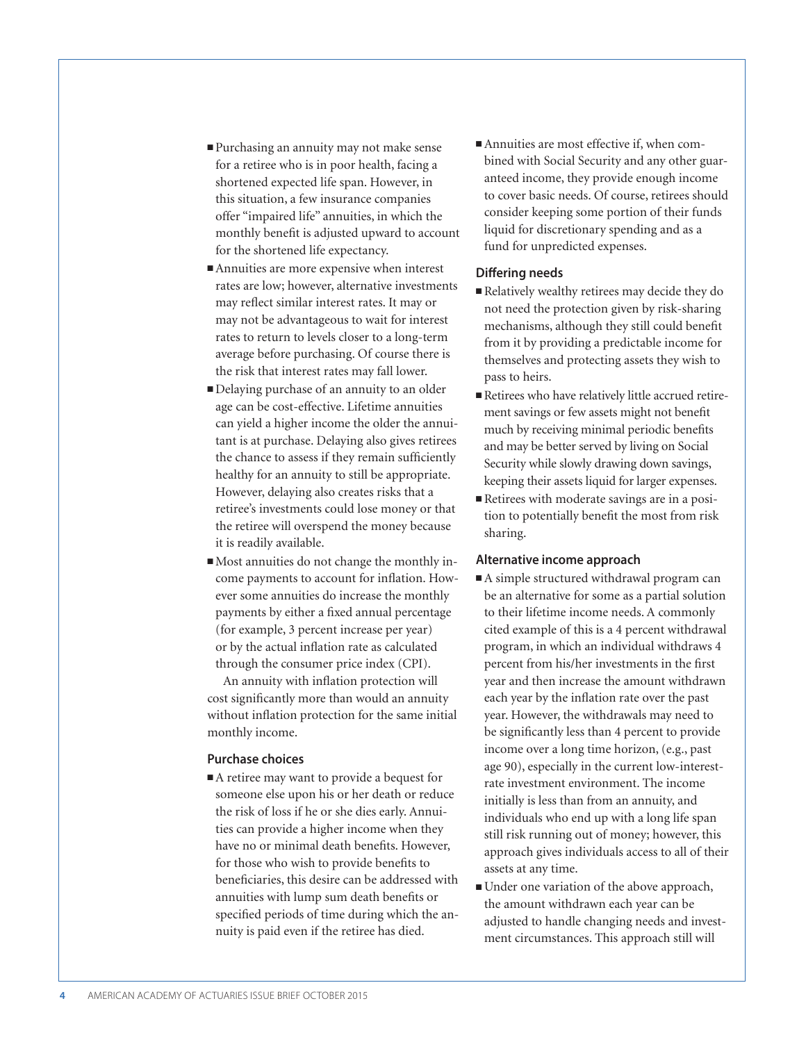- Purchasing an annuity may not make sense for a retiree who is in poor health, facing a shortened expected life span. However, in this situation, a few insurance companies offer "impaired life" annuities, in which the monthly benefit is adjusted upward to account for the shortened life expectancy.
- Annuities are more expensive when interest rates are low; however, alternative investments may reflect similar interest rates. It may or may not be advantageous to wait for interest rates to return to levels closer to a long-term average before purchasing. Of course there is the risk that interest rates may fall lower.
- Delaying purchase of an annuity to an older age can be cost-effective. Lifetime annuities can yield a higher income the older the annuitant is at purchase. Delaying also gives retirees the chance to assess if they remain sufficiently healthy for an annuity to still be appropriate. However, delaying also creates risks that a retiree's investments could lose money or that the retiree will overspend the money because it is readily available.
- Most annuities do not change the monthly income payments to account for inflation. However some annuities do increase the monthly payments by either a fixed annual percentage (for example, 3 percent increase per year) or by the actual inflation rate as calculated through the consumer price index (CPI).

An annuity with inflation protection will cost significantly more than would an annuity without inflation protection for the same initial monthly income.

#### Purchase choices

- A retiree may want to provide a bequest for someone else upon his or her death or reduce the risk of loss if he or she dies early. Annuities can provide a higher income when they have no or minimal death benefits. However, for those who wish to provide benefits to beneficiaries, this desire can be addressed with annuities with lump sum death benefits or specified periods of time during which the annuity is paid even if the retiree has died.
- Annuities are most effective if, when combined with Social Security and any other guaranteed income, they provide enough income to cover basic needs. Of course, retirees should consider keeping some portion of their funds liquid for discretionary spending and as a fund for unpredicted expenses.

#### Differing needs

- Relatively wealthy retirees may decide they do not need the protection given by risk-sharing mechanisms, although they still could benefit from it by providing a predictable income for themselves and protecting assets they wish to pass to heirs.
- Retirees who have relatively little accrued retirement savings or few assets might not benefit much by receiving minimal periodic benefits and may be better served by living on Social Security while slowly drawing down savings, keeping their assets liquid for larger expenses.
- Retirees with moderate savings are in a position to potentially benefit the most from risk sharing.

#### Alternative income approach

- A simple structured withdrawal program can be an alternative for some as a partial solution to their lifetime income needs. A commonly cited example of this is a 4 percent withdrawal program, in which an individual withdraws 4 percent from his/her investments in the first year and then increase the amount withdrawn each year by the inflation rate over the past year. However, the withdrawals may need to be significantly less than 4 percent to provide income over a long time horizon, (e.g., past age 90), especially in the current low-interest-rate investment environment. The income initially is less than from an annuity, and individuals who end up with a long life span still risk running out of money; however, this approach gives individuals access to all of their assets at any time.
- Under one variation of the above approach, the amount withdrawn each year can be adjusted to handle changing needs and investment circumstances. This approach still will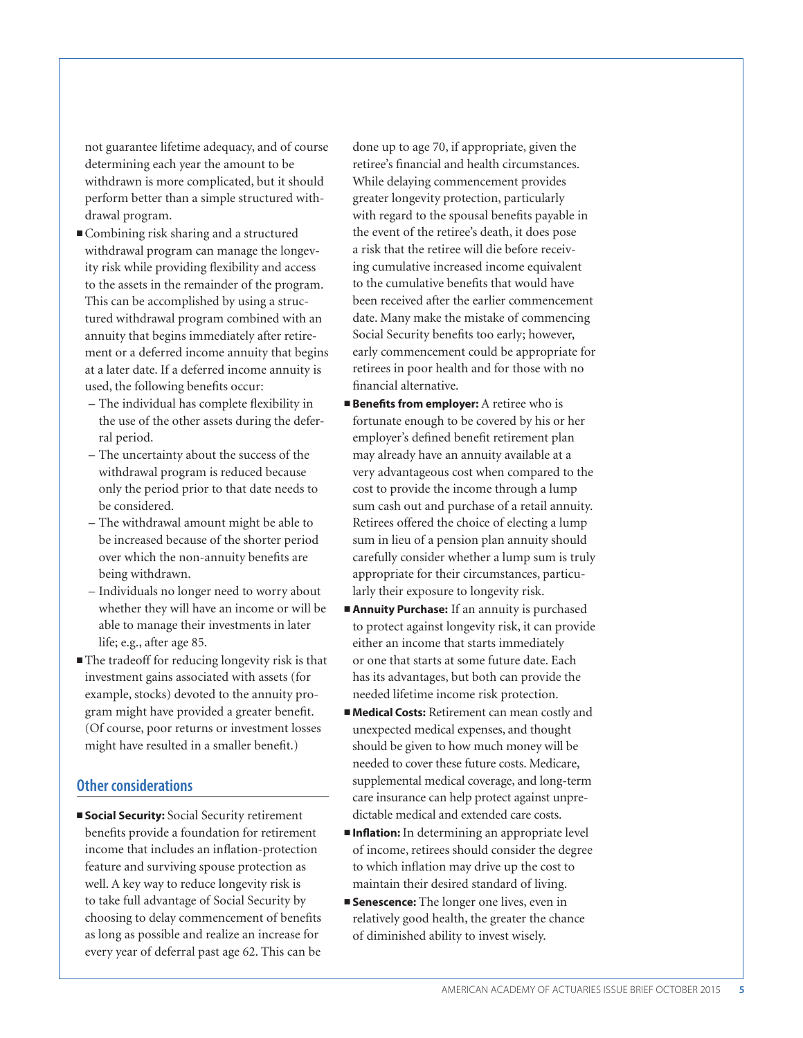not guarantee lifetime adequacy, and of course determining each year the amount to be withdrawn is more complicated, but it should perform better than a simple structured withdrawal program.

- Combining risk sharing and a structured withdrawal program can manage the longevity risk while providing flexibility and access to the assets in the remainder of the program. This can be accomplished by using a structured withdrawal program combined with an annuity that begins immediately after retirement or a deferred income annuity that begins at a later date. If a deferred income annuity is used, the following benefits occur:
  - The individual has complete flexibility in the use of the other assets during the deferral period.
  - The uncertainty about the success of the withdrawal program is reduced because only the period prior to that date needs to be considered.
  - The withdrawal amount might be able to be increased because of the shorter period over which the non-annuity benefits are being withdrawn.
  - Individuals no longer need to worry about whether they will have an income or will be able to manage their investments in later life; e.g., after age 85.
- The tradeoff for reducing longevity risk is that investment gains associated with assets (for example, stocks) devoted to the annuity program might have provided a greater benefit. (Of course, poor returns or investment losses might have resulted in a smaller benefit.)

## Other considerations

- **Social Security:** Social Security retirement benefits provide a foundation for retirement income that includes an inflation-protection feature and surviving spouse protection as well. A key way to reduce longevity risk is to take full advantage of Social Security by choosing to delay commencement of benefits as long as possible and realize an increase for every year of deferral past age 62. This can be done up to age 70, if appropriate, given the retiree's financial and health circumstances. While delaying commencement provides greater longevity protection, particularly with regard to the spousal benefits payable in the event of the retiree's death, it does pose a risk that the retiree will die before receiving cumulative increased income equivalent to the cumulative benefits that would have been received after the earlier commencement date. Many make the mistake of commencing Social Security benefits too early; however, early commencement could be appropriate for retirees in poor health and for those with no financial alternative.
- **Benefits from employer:** A retiree who is fortunate enough to be covered by his or her employer's defined benefit retirement plan may already have an annuity available at a very advantageous cost when compared to the cost to provide the income through a lump sum cash out and purchase of a retail annuity. Retirees offered the choice of electing a lump sum in lieu of a pension plan annuity should carefully consider whether a lump sum is truly appropriate for their circumstances, particularly their exposure to longevity risk.
- **Annuity Purchase:** If an annuity is purchased to protect against longevity risk, it can provide either an income that starts immediately or one that starts at some future date. Each has its advantages, but both can provide the needed lifetime income risk protection.
- **Medical Costs:** Retirement can mean costly and unexpected medical expenses, and thought should be given to how much money will be needed to cover these future costs. Medicare, supplemental medical coverage, and long-term care insurance can help protect against unpredictable medical and extended care costs.
- **Inflation:** In determining an appropriate level of income, retirees should consider the degree to which inflation may drive up the cost to maintain their desired standard of living.
- **Senescence:** The longer one lives, even in relatively good health, the greater the chance of diminished ability to invest wisely.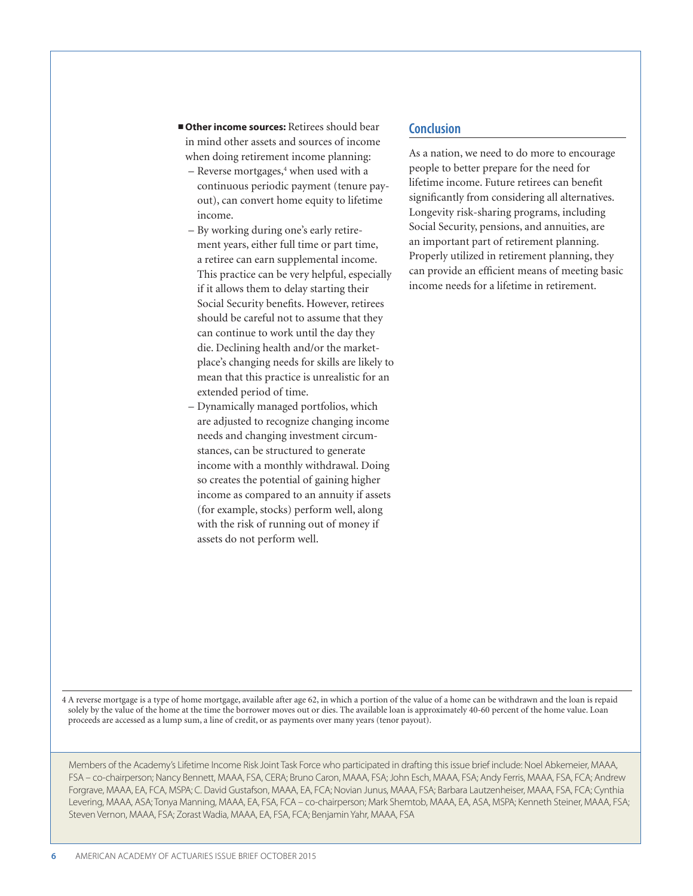- **Other income sources:** Retirees should bear in mind other assets and sources of income when doing retirement income planning:
  - Reverse mortgages,[4] when used with a continuous periodic payment (tenure payout), can convert home equity to lifetime income.
  - By working during one's early retirement years, either full time or part time, a retiree can earn supplemental income. This practice can be very helpful, especially if it allows them to delay starting their Social Security benefits. However, retirees should be careful not to assume that they can continue to work until the day they die. Declining health and/or the marketplace's changing needs for skills are likely to mean that this practice is unrealistic for an extended period of time.
  - Dynamically managed portfolios, which are adjusted to recognize changing income needs and changing investment circumstances, can be structured to generate income with a monthly withdrawal. Doing so creates the potential of gaining higher income as compared to an annuity if assets (for example, stocks) perform well, along with the risk of running out of money if assets do not perform well.

## Conclusion

As a nation, we need to do more to encourage people to better prepare for the need for lifetime income. Future retirees can benefit significantly from considering all alternatives. Longevity risk-sharing programs, including Social Security, pensions, and annuities, are an important part of retirement planning. Properly utilized in retirement planning, they can provide an efficient means of meeting basic income needs for a lifetime in retirement.

4 A reverse mortgage is a type of home mortgage, available after age 62, in which a portion of the value of a home can be withdrawn and the loan is repaid solely by the value of the home at the time the borrower moves out or dies. The available loan is approximately 40-60 percent of the home value. Loan proceeds are accessed as a lump sum, a line of credit, or as payments over many years (tenor payout).

Members of the Academy's Lifetime Income Risk Joint Task Force who participated in drafting this issue brief include: Noel Abkemeier, MAAA, FSA – co-chairperson; Nancy Bennett, MAAA, FSA, CERA; Bruno Caron, MAAA, FSA; John Esch, MAAA, FSA; Andy Ferris, MAAA, FSA, FCA; Andrew Forgrave, MAAA, EA, FCA, MSPA; C. David Gustafson, MAAA, EA, FCA; Novian Junus, MAAA, FSA; Barbara Lautzenheiser, MAAA, FSA, FCA; Cynthia Levering, MAAA, ASA; Tonya Manning, MAAA, EA, FSA, FCA – co-chairperson; Mark Shemtob, MAAA, EA, ASA, MSPA; Kenneth Steiner, MAAA, FSA; Steven Vernon, MAAA, FSA; Zorast Wadia, MAAA, EA, FSA, FCA; Benjamin Yahr, MAAA, FSA